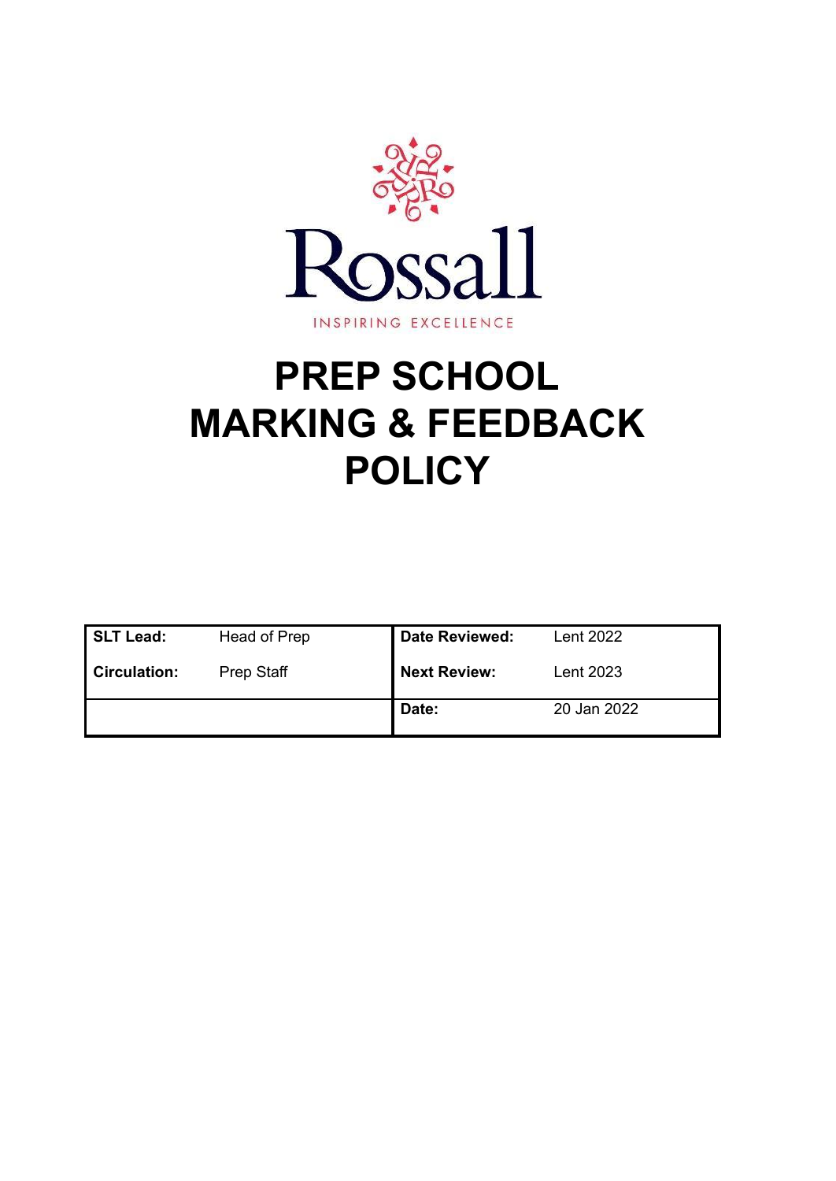Rossall

INSPIRING EXCELLENCE

# PREP SCHOOL MARKING & FEEDBACK POLICY

| | | | |
|---|---|---|---|
| **SLT Lead:** | Head of Prep | **Date Reviewed:** | Lent 2022 |
| **Circulation:** | Prep Staff | **Next Review:** | Lent 2023 |
| | | **Date:** | 20 Jan 2022 |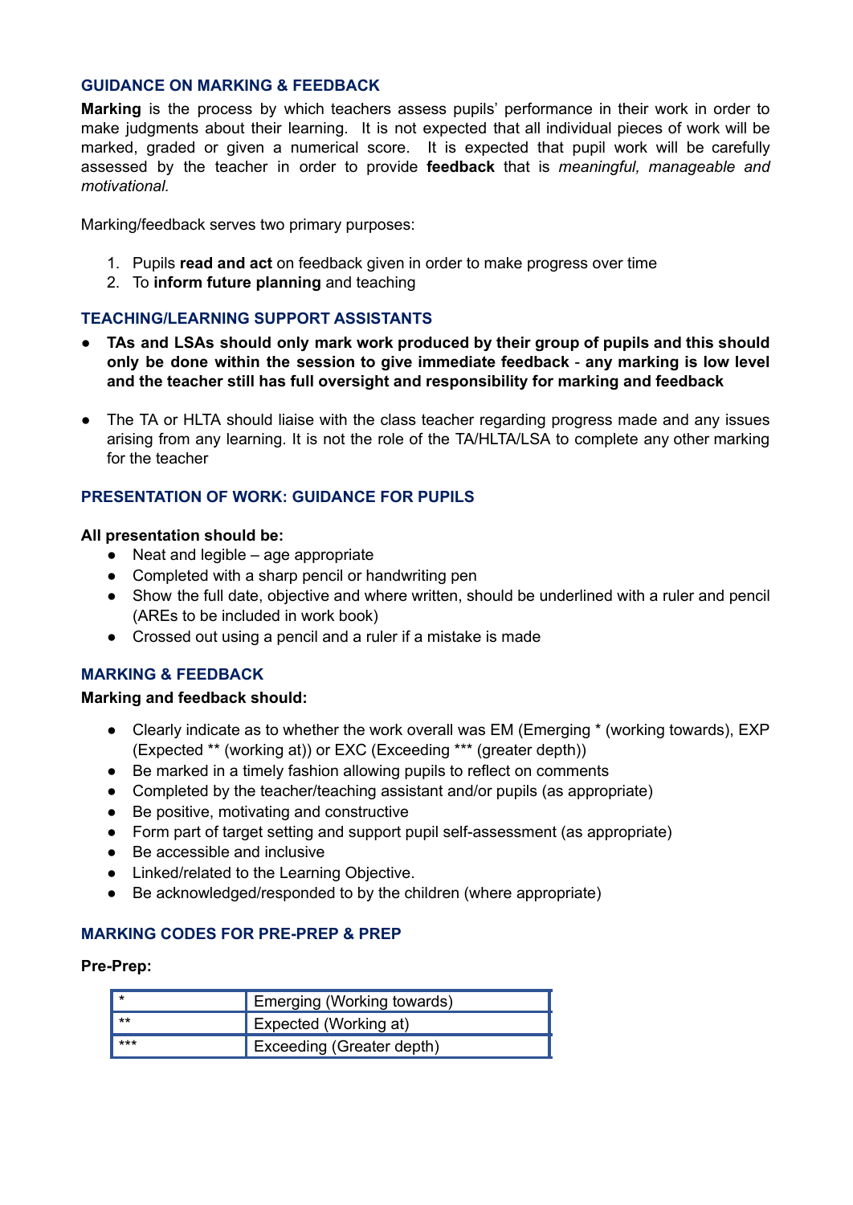## GUIDANCE ON MARKING & FEEDBACK

**Marking** is the process by which teachers assess pupils' performance in their work in order to make judgments about their learning. It is not expected that all individual pieces of work will be marked, graded or given a numerical score. It is expected that pupil work will be carefully assessed by the teacher in order to provide **feedback** that is *meaningful, manageable and motivational.*

Marking/feedback serves two primary purposes:

1. Pupils **read and act** on feedback given in order to make progress over time
2. To **inform future planning** and teaching

## TEACHING/LEARNING SUPPORT ASSISTANTS

- **TAs and LSAs should only mark work produced by their group of pupils and this should only be done within the session to give immediate feedback** - **any marking is low level and the teacher still has full oversight and responsibility for marking and feedback**

- The TA or HLTA should liaise with the class teacher regarding progress made and any issues arising from any learning. It is not the role of the TA/HLTA/LSA to complete any other marking for the teacher

## PRESENTATION OF WORK: GUIDANCE FOR PUPILS

**All presentation should be:**

- Neat and legible – age appropriate
- Completed with a sharp pencil or handwriting pen
- Show the full date, objective and where written, should be underlined with a ruler and pencil (AREs to be included in work book)
- Crossed out using a pencil and a ruler if a mistake is made

## MARKING & FEEDBACK

**Marking and feedback should:**

- Clearly indicate as to whether the work overall was EM (Emerging * (working towards), EXP (Expected ** (working at)) or EXC (Exceeding *** (greater depth))
- Be marked in a timely fashion allowing pupils to reflect on comments
- Completed by the teacher/teaching assistant and/or pupils (as appropriate)
- Be positive, motivating and constructive
- Form part of target setting and support pupil self-assessment (as appropriate)
- Be accessible and inclusive
- Linked/related to the Learning Objective.
- Be acknowledged/responded to by the children (where appropriate)

## MARKING CODES FOR PRE-PREP & PREP

**Pre-Prep:**

| | |
|---|---|
| * | Emerging (Working towards) |
| ** | Expected (Working at) |
| *** | Exceeding (Greater depth) |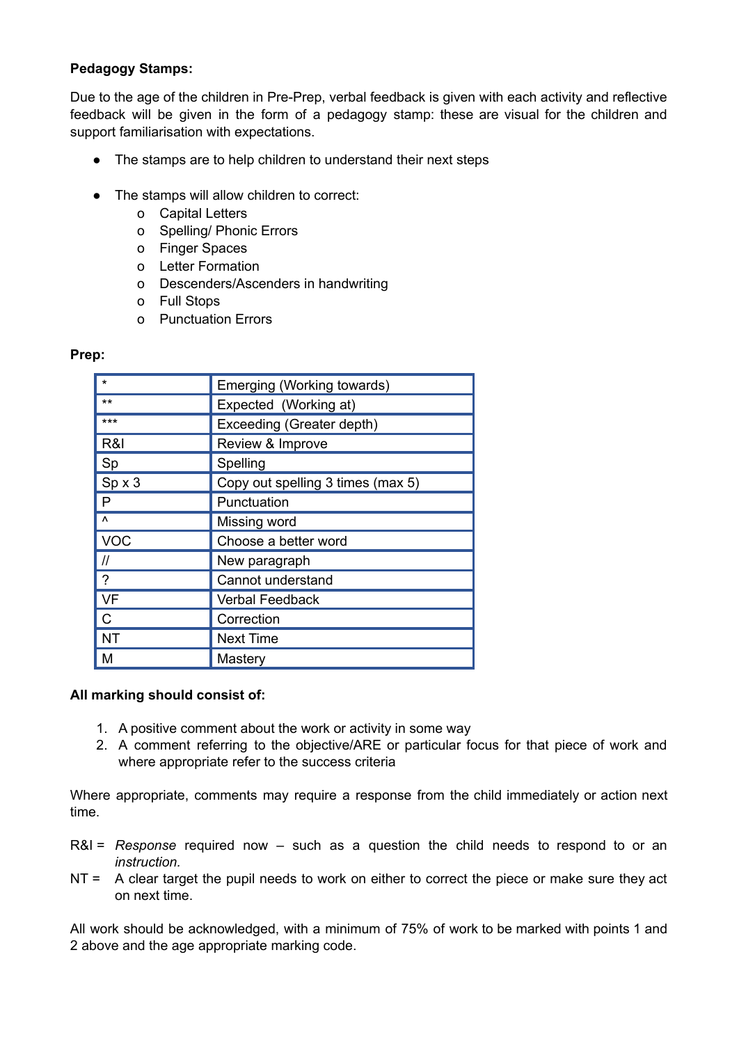**Pedagogy Stamps:**

Due to the age of the children in Pre-Prep, verbal feedback is given with each activity and reflective feedback will be given in the form of a pedagogy stamp: these are visual for the children and support familiarisation with expectations.

- The stamps are to help children to understand their next steps

- The stamps will allow children to correct:
    - Capital Letters
    - Spelling/ Phonic Errors
    - Finger Spaces
    - Letter Formation
    - Descenders/Ascenders in handwriting
    - Full Stops
    - Punctuation Errors

**Prep:**

| | |
|---|---|
| * | Emerging (Working towards) |
| ** | Expected (Working at) |
| *** | Exceeding (Greater depth) |
| R&I | Review & Improve |
| Sp | Spelling |
| Sp x 3 | Copy out spelling 3 times (max 5) |
| P | Punctuation |
| ^ | Missing word |
| VOC | Choose a better word |
| // | New paragraph |
| ? | Cannot understand |
| VF | Verbal Feedback |
| C | Correction |
| NT | Next Time |
| M | Mastery |

**All marking should consist of:**

1. A positive comment about the work or activity in some way
2. A comment referring to the objective/ARE or particular focus for that piece of work and where appropriate refer to the success criteria

Where appropriate, comments may require a response from the child immediately or action next time.

R&I = *Response* required now – such as a question the child needs to respond to or an *instruction.*

NT = A clear target the pupil needs to work on either to correct the piece or make sure they act on next time.

All work should be acknowledged, with a minimum of 75% of work to be marked with points 1 and 2 above and the age appropriate marking code.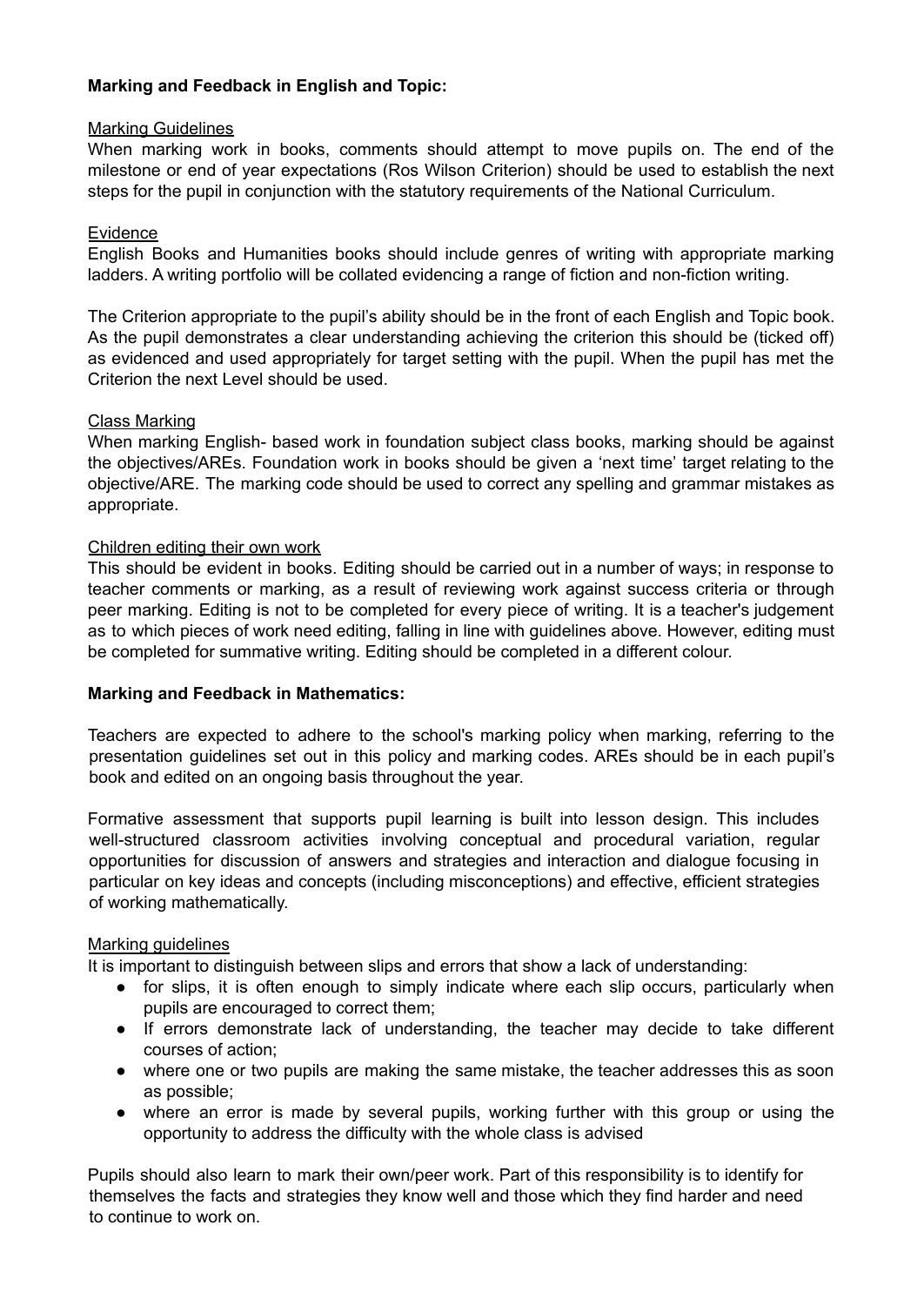**Marking and Feedback in English and Topic:**

Marking Guidelines

When marking work in books, comments should attempt to move pupils on. The end of the milestone or end of year expectations (Ros Wilson Criterion) should be used to establish the next steps for the pupil in conjunction with the statutory requirements of the National Curriculum.

Evidence

English Books and Humanities books should include genres of writing with appropriate marking ladders. A writing portfolio will be collated evidencing a range of fiction and non-fiction writing.

The Criterion appropriate to the pupil's ability should be in the front of each English and Topic book. As the pupil demonstrates a clear understanding achieving the criterion this should be (ticked off) as evidenced and used appropriately for target setting with the pupil. When the pupil has met the Criterion the next Level should be used.

Class Marking

When marking English- based work in foundation subject class books, marking should be against the objectives/AREs. Foundation work in books should be given a 'next time' target relating to the objective/ARE. The marking code should be used to correct any spelling and grammar mistakes as appropriate.

Children editing their own work

This should be evident in books. Editing should be carried out in a number of ways; in response to teacher comments or marking, as a result of reviewing work against success criteria or through peer marking. Editing is not to be completed for every piece of writing. It is a teacher's judgement as to which pieces of work need editing, falling in line with guidelines above. However, editing must be completed for summative writing. Editing should be completed in a different colour.

**Marking and Feedback in Mathematics:**

Teachers are expected to adhere to the school's marking policy when marking, referring to the presentation guidelines set out in this policy and marking codes. AREs should be in each pupil's book and edited on an ongoing basis throughout the year.

Formative assessment that supports pupil learning is built into lesson design. This includes well-structured classroom activities involving conceptual and procedural variation, regular opportunities for discussion of answers and strategies and interaction and dialogue focusing in particular on key ideas and concepts (including misconceptions) and effective, efficient strategies of working mathematically.

Marking guidelines

It is important to distinguish between slips and errors that show a lack of understanding:

- for slips, it is often enough to simply indicate where each slip occurs, particularly when pupils are encouraged to correct them;
- If errors demonstrate lack of understanding, the teacher may decide to take different courses of action;
- where one or two pupils are making the same mistake, the teacher addresses this as soon as possible;
- where an error is made by several pupils, working further with this group or using the opportunity to address the difficulty with the whole class is advised

Pupils should also learn to mark their own/peer work. Part of this responsibility is to identify for themselves the facts and strategies they know well and those which they find harder and need to continue to work on.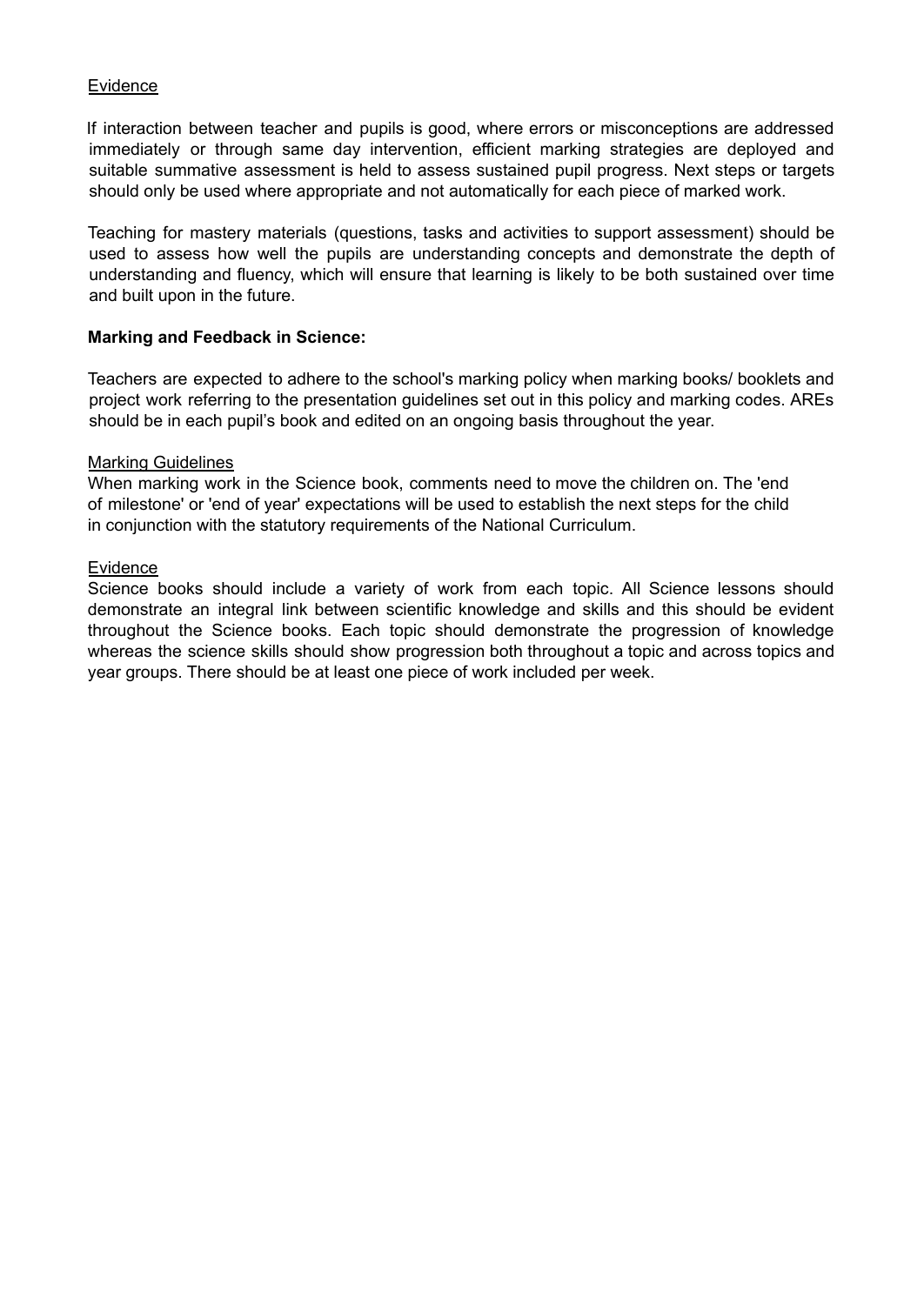<u>Evidence</u>

If interaction between teacher and pupils is good, where errors or misconceptions are addressed immediately or through same day intervention, efficient marking strategies are deployed and suitable summative assessment is held to assess sustained pupil progress. Next steps or targets should only be used where appropriate and not automatically for each piece of marked work.

Teaching for mastery materials (questions, tasks and activities to support assessment) should be used to assess how well the pupils are understanding concepts and demonstrate the depth of understanding and fluency, which will ensure that learning is likely to be both sustained over time and built upon in the future.

**Marking and Feedback in Science:**

Teachers are expected to adhere to the school's marking policy when marking books/ booklets and project work referring to the presentation guidelines set out in this policy and marking codes. AREs should be in each pupil's book and edited on an ongoing basis throughout the year.

<u>Marking Guidelines</u>

When marking work in the Science book, comments need to move the children on. The 'end of milestone' or 'end of year' expectations will be used to establish the next steps for the child in conjunction with the statutory requirements of the National Curriculum.

<u>Evidence</u>

Science books should include a variety of work from each topic. All Science lessons should demonstrate an integral link between scientific knowledge and skills and this should be evident throughout the Science books. Each topic should demonstrate the progression of knowledge whereas the science skills should show progression both throughout a topic and across topics and year groups. There should be at least one piece of work included per week.